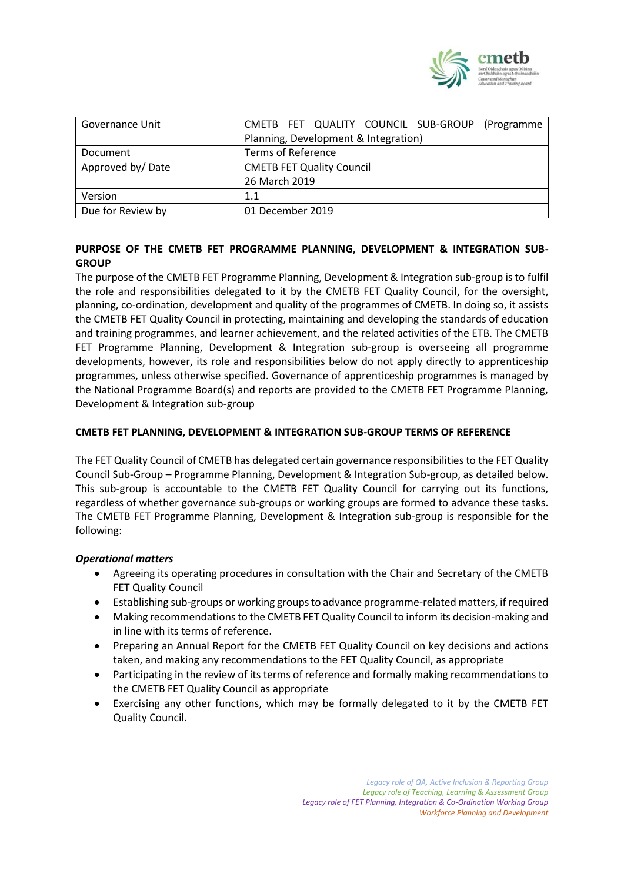| Governance Unit | CMETB FET QUALITY COUNCIL SUB-GROUP (Programme Planning, Development & Integration) |
|---|---|
| Document | Terms of Reference |
| Approved by/ Date | CMETB FET Quality Council<br>26 March 2019 |
| Version | 1.1 |
| Due for Review by | 01 December 2019 |

**PURPOSE OF THE CMETB FET PROGRAMME PLANNING, DEVELOPMENT & INTEGRATION SUB-GROUP**

The purpose of the CMETB FET Programme Planning, Development & Integration sub-group is to fulfil the role and responsibilities delegated to it by the CMETB FET Quality Council, for the oversight, planning, co-ordination, development and quality of the programmes of CMETB. In doing so, it assists the CMETB FET Quality Council in protecting, maintaining and developing the standards of education and training programmes, and learner achievement, and the related activities of the ETB. The CMETB FET Programme Planning, Development & Integration sub-group is overseeing all programme developments, however, its role and responsibilities below do not apply directly to apprenticeship programmes, unless otherwise specified. Governance of apprenticeship programmes is managed by the National Programme Board(s) and reports are provided to the CMETB FET Programme Planning, Development & Integration sub-group

**CMETB FET PLANNING, DEVELOPMENT & INTEGRATION SUB-GROUP TERMS OF REFERENCE**

The FET Quality Council of CMETB has delegated certain governance responsibilities to the FET Quality Council Sub-Group – Programme Planning, Development & Integration Sub-group, as detailed below. This sub-group is accountable to the CMETB FET Quality Council for carrying out its functions, regardless of whether governance sub-groups or working groups are formed to advance these tasks. The CMETB FET Programme Planning, Development & Integration sub-group is responsible for the following:

***Operational matters***

- Agreeing its operating procedures in consultation with the Chair and Secretary of the CMETB FET Quality Council
- Establishing sub-groups or working groups to advance programme-related matters, if required
- Making recommendations to the CMETB FET Quality Council to inform its decision-making and in line with its terms of reference.
- Preparing an Annual Report for the CMETB FET Quality Council on key decisions and actions taken, and making any recommendations to the FET Quality Council, as appropriate
- Participating in the review of its terms of reference and formally making recommendations to the CMETB FET Quality Council as appropriate
- Exercising any other functions, which may be formally delegated to it by the CMETB FET Quality Council.

*Legacy role of QA, Active Inclusion & Reporting Group*
*Legacy role of Teaching, Learning & Assessment Group*
*Legacy role of FET Planning, Integration & Co-Ordination Working Group*
*Workforce Planning and Development*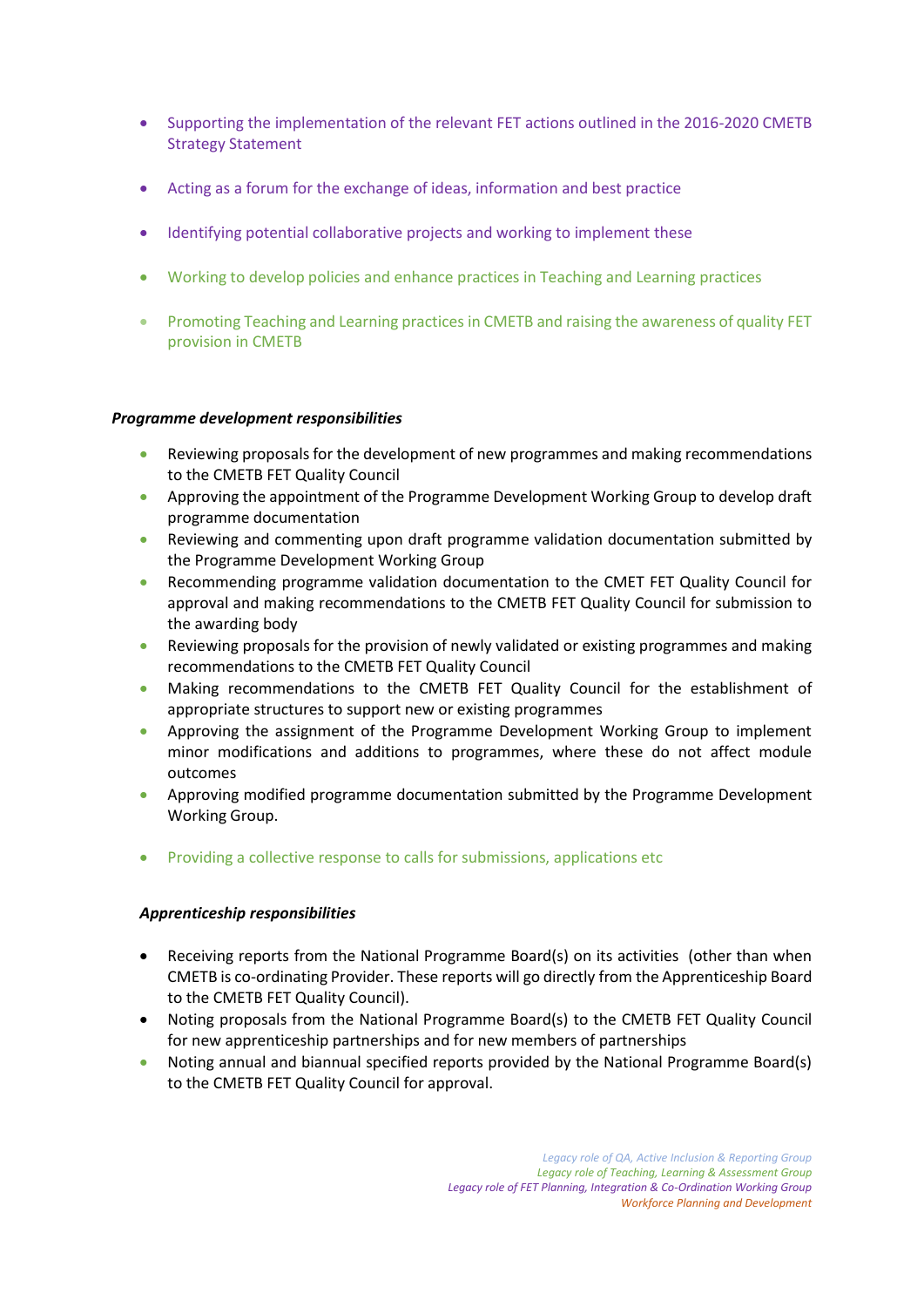- Supporting the implementation of the relevant FET actions outlined in the 2016-2020 CMETB Strategy Statement

- Acting as a forum for the exchange of ideas, information and best practice

- Identifying potential collaborative projects and working to implement these

- Working to develop policies and enhance practices in Teaching and Learning practices

- Promoting Teaching and Learning practices in CMETB and raising the awareness of quality FET provision in CMETB

***Programme development responsibilities***

- Reviewing proposals for the development of new programmes and making recommendations to the CMETB FET Quality Council
- Approving the appointment of the Programme Development Working Group to develop draft programme documentation
- Reviewing and commenting upon draft programme validation documentation submitted by the Programme Development Working Group
- Recommending programme validation documentation to the CMET FET Quality Council for approval and making recommendations to the CMETB FET Quality Council for submission to the awarding body
- Reviewing proposals for the provision of newly validated or existing programmes and making recommendations to the CMETB FET Quality Council
- Making recommendations to the CMETB FET Quality Council for the establishment of appropriate structures to support new or existing programmes
- Approving the assignment of the Programme Development Working Group to implement minor modifications and additions to programmes, where these do not affect module outcomes
- Approving modified programme documentation submitted by the Programme Development Working Group.

- Providing a collective response to calls for submissions, applications etc

***Apprenticeship responsibilities***

- Receiving reports from the National Programme Board(s) on its activities (other than when CMETB is co-ordinating Provider. These reports will go directly from the Apprenticeship Board to the CMETB FET Quality Council).
- Noting proposals from the National Programme Board(s) to the CMETB FET Quality Council for new apprenticeship partnerships and for new members of partnerships
- Noting annual and biannual specified reports provided by the National Programme Board(s) to the CMETB FET Quality Council for approval.

*Legacy role of QA, Active Inclusion & Reporting Group*
*Legacy role of Teaching, Learning & Assessment Group*
*Legacy role of FET Planning, Integration & Co-Ordination Working Group*
*Workforce Planning and Development*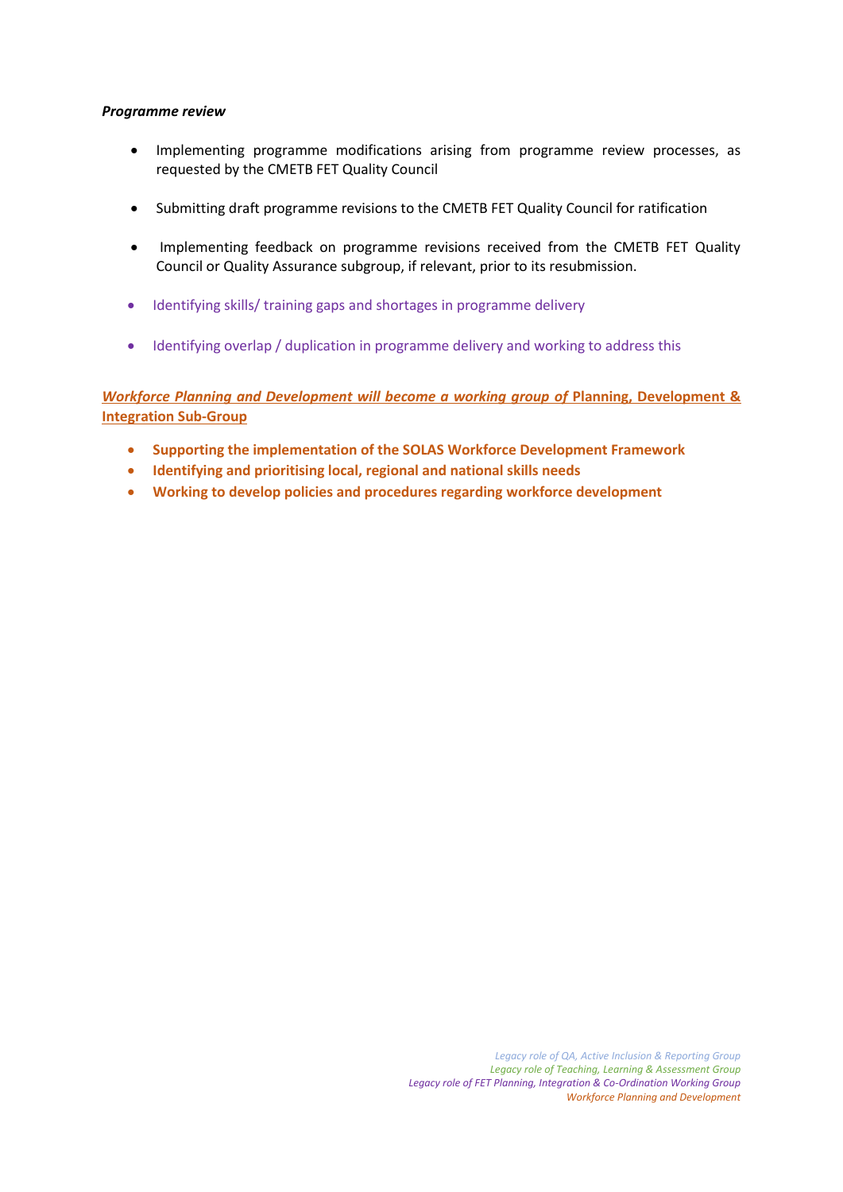***Programme review***

- Implementing programme modifications arising from programme review processes, as requested by the CMETB FET Quality Council
- Submitting draft programme revisions to the CMETB FET Quality Council for ratification
- Implementing feedback on programme revisions received from the CMETB FET Quality Council or Quality Assurance subgroup, if relevant, prior to its resubmission.
- Identifying skills/ training gaps and shortages in programme delivery
- Identifying overlap / duplication in programme delivery and working to address this

***Workforce Planning and Development will become a working group of* Planning, Development & Integration Sub-Group**

- **Supporting the implementation of the SOLAS Workforce Development Framework**
- **Identifying and prioritising local, regional and national skills needs**
- **Working to develop policies and procedures regarding workforce development**

*Legacy role of QA, Active Inclusion & Reporting Group*
*Legacy role of Teaching, Learning & Assessment Group*
*Legacy role of FET Planning, Integration & Co-Ordination Working Group*
*Workforce Planning and Development*